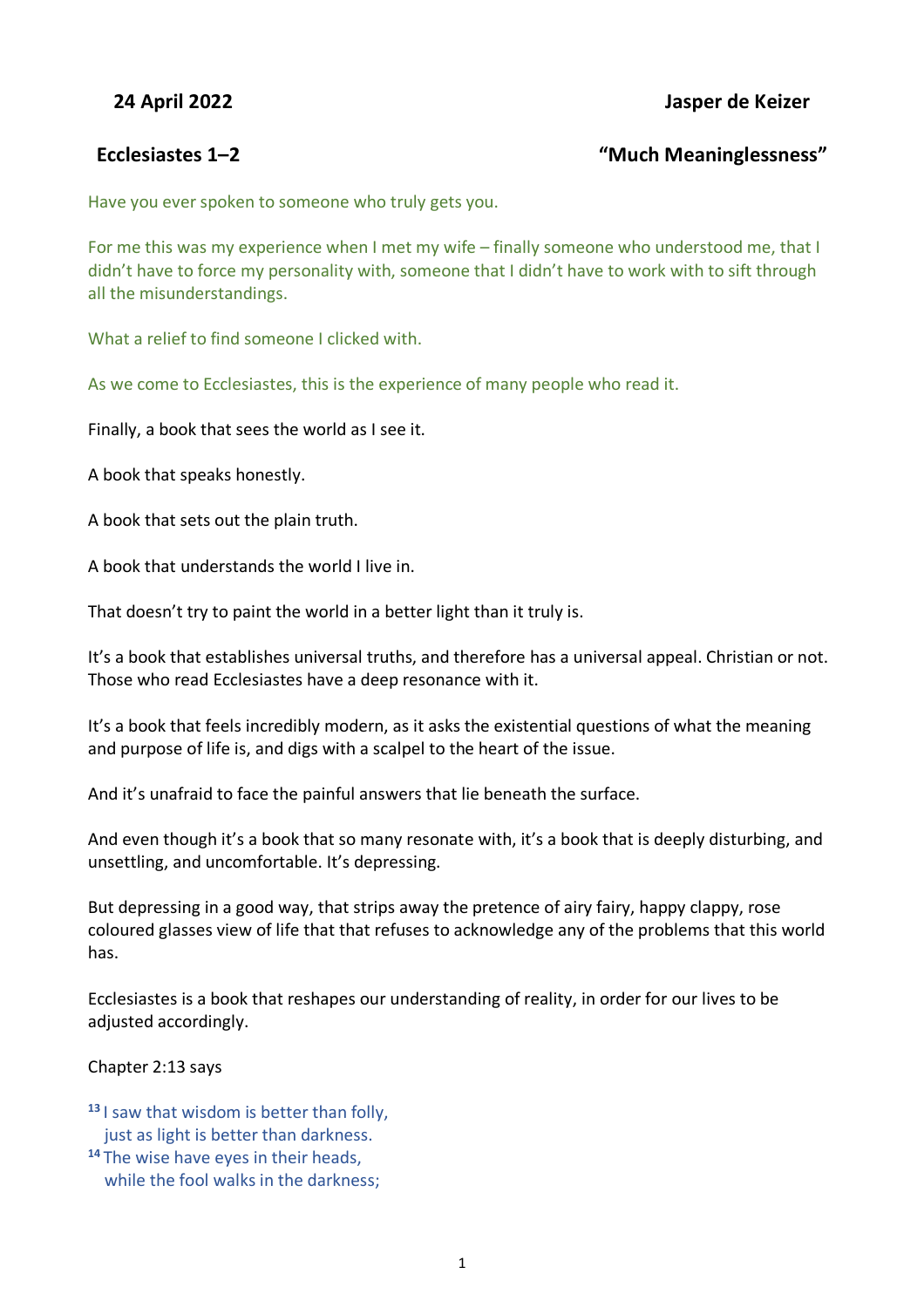**24 April 2022** **Jasper de Keizer**

**Ecclesiastes 1–2** **"Much Meaninglessness"**

Have you ever spoken to someone who truly gets you.

For me this was my experience when I met my wife – finally someone who understood me, that I didn't have to force my personality with, someone that I didn't have to work with to sift through all the misunderstandings.

What a relief to find someone I clicked with.

As we come to Ecclesiastes, this is the experience of many people who read it.

Finally, a book that sees the world as I see it.

A book that speaks honestly.

A book that sets out the plain truth.

A book that understands the world I live in.

That doesn't try to paint the world in a better light than it truly is.

It's a book that establishes universal truths, and therefore has a universal appeal. Christian or not. Those who read Ecclesiastes have a deep resonance with it.

It's a book that feels incredibly modern, as it asks the existential questions of what the meaning and purpose of life is, and digs with a scalpel to the heart of the issue.

And it's unafraid to face the painful answers that lie beneath the surface.

And even though it's a book that so many resonate with, it's a book that is deeply disturbing, and unsettling, and uncomfortable. It's depressing.

But depressing in a good way, that strips away the pretence of airy fairy, happy clappy, rose coloured glasses view of life that that refuses to acknowledge any of the problems that this world has.

Ecclesiastes is a book that reshapes our understanding of reality, in order for our lives to be adjusted accordingly.

Chapter 2:13 says

[13] I saw that wisdom is better than folly,
just as light is better than darkness.
[14] The wise have eyes in their heads,
while the fool walks in the darkness;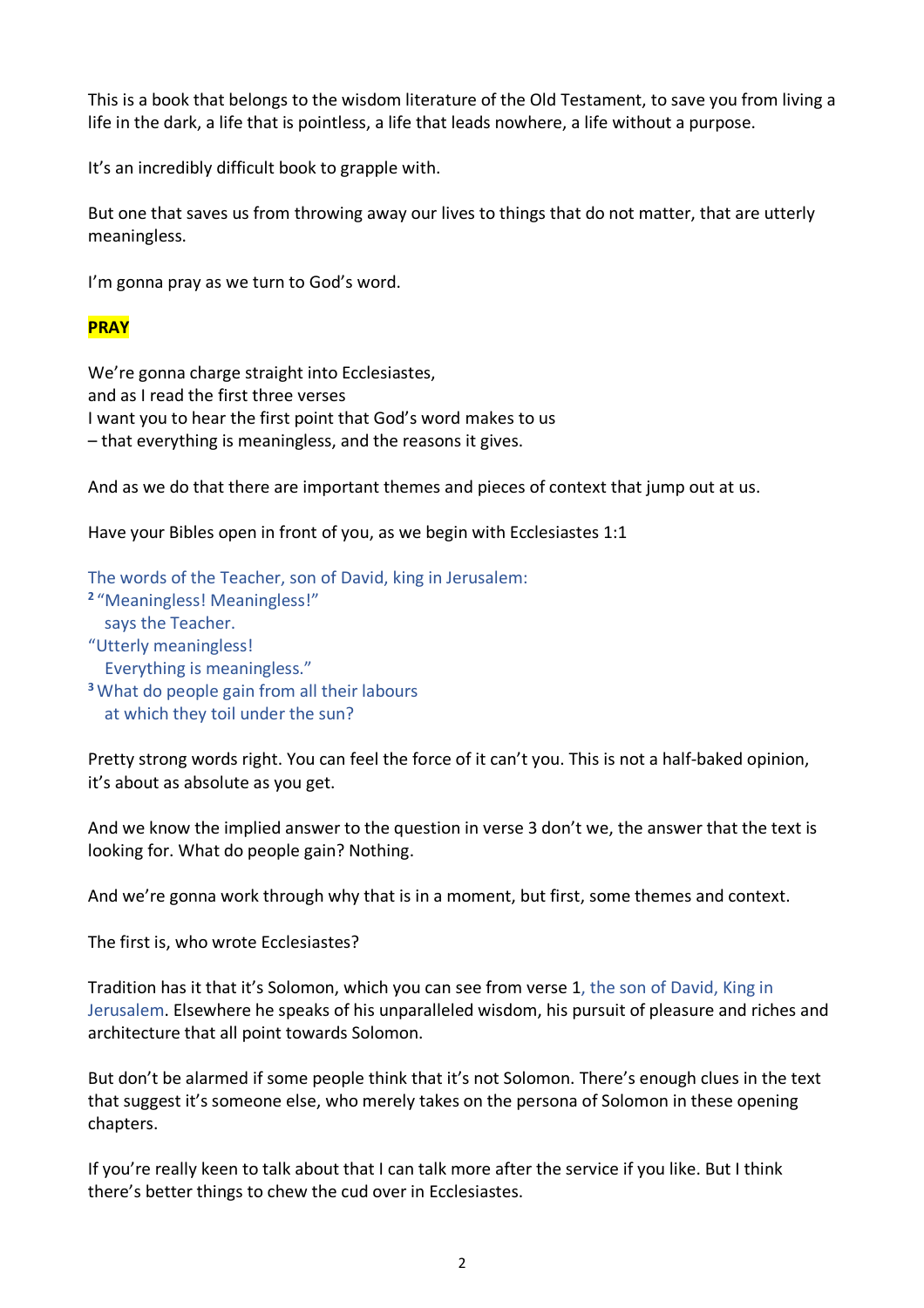This is a book that belongs to the wisdom literature of the Old Testament, to save you from living a life in the dark, a life that is pointless, a life that leads nowhere, a life without a purpose.

It's an incredibly difficult book to grapple with.

But one that saves us from throwing away our lives to things that do not matter, that are utterly meaningless.

I'm gonna pray as we turn to God's word.

**PRAY**

We're gonna charge straight into Ecclesiastes,
and as I read the first three verses
I want you to hear the first point that God's word makes to us
– that everything is meaningless, and the reasons it gives.

And as we do that there are important themes and pieces of context that jump out at us.

Have your Bibles open in front of you, as we begin with Ecclesiastes 1:1

The words of the Teacher, son of David, king in Jerusalem:
[2] "Meaningless! Meaningless!"
  says the Teacher.
"Utterly meaningless!
  Everything is meaningless."
[3] What do people gain from all their labours
  at which they toil under the sun?

Pretty strong words right. You can feel the force of it can't you. This is not a half-baked opinion, it's about as absolute as you get.

And we know the implied answer to the question in verse 3 don't we, the answer that the text is looking for. What do people gain? Nothing.

And we're gonna work through why that is in a moment, but first, some themes and context.

The first is, who wrote Ecclesiastes?

Tradition has it that it's Solomon, which you can see from verse 1, the son of David, King in Jerusalem. Elsewhere he speaks of his unparalleled wisdom, his pursuit of pleasure and riches and architecture that all point towards Solomon.

But don't be alarmed if some people think that it's not Solomon. There's enough clues in the text that suggest it's someone else, who merely takes on the persona of Solomon in these opening chapters.

If you're really keen to talk about that I can talk more after the service if you like. But I think there's better things to chew the cud over in Ecclesiastes.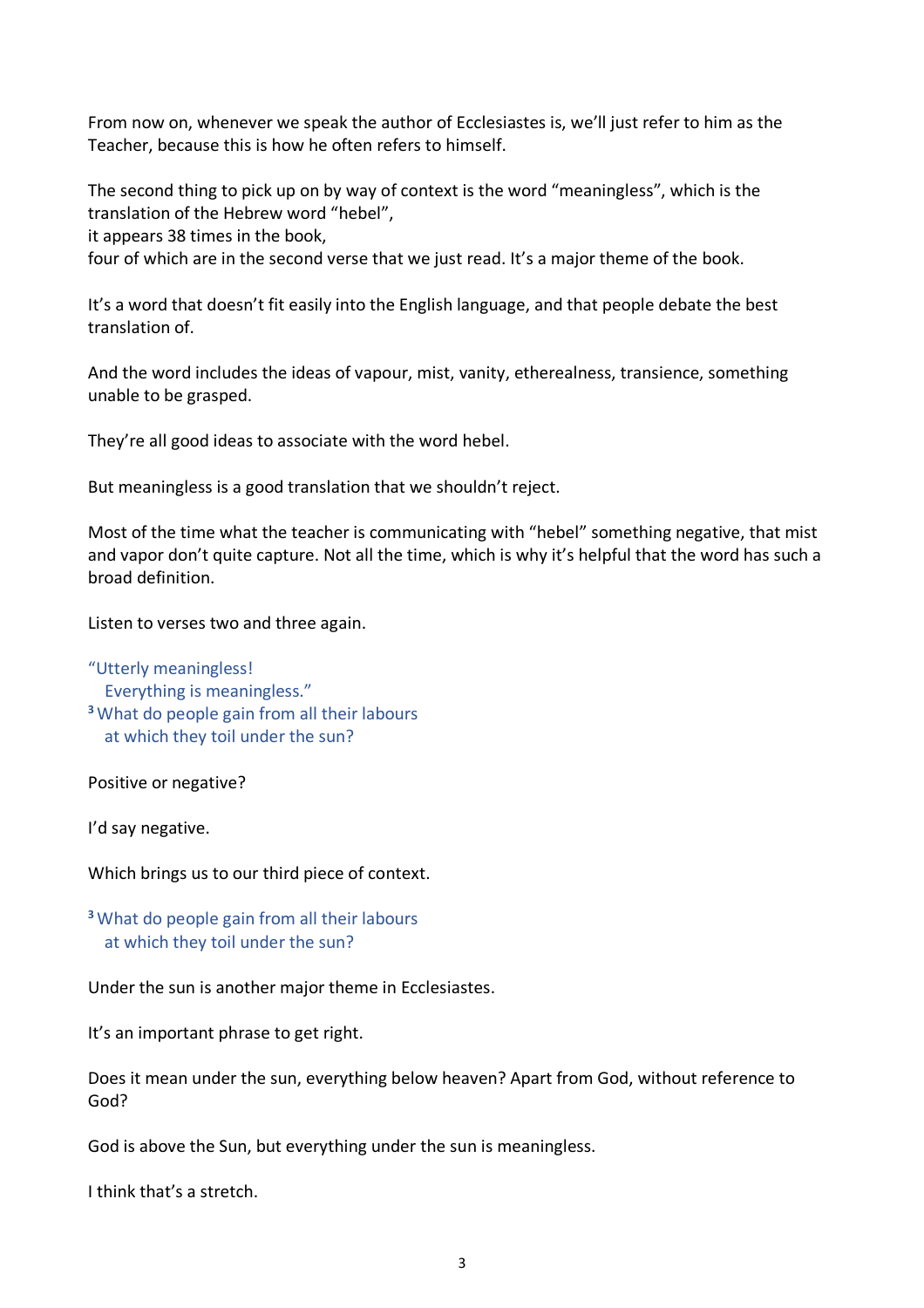From now on, whenever we speak the author of Ecclesiastes is, we'll just refer to him as the Teacher, because this is how he often refers to himself.

The second thing to pick up on by way of context is the word "meaningless", which is the translation of the Hebrew word "hebel",
it appears 38 times in the book,
four of which are in the second verse that we just read. It's a major theme of the book.

It's a word that doesn't fit easily into the English language, and that people debate the best translation of.

And the word includes the ideas of vapour, mist, vanity, etherealness, transience, something unable to be grasped.

They're all good ideas to associate with the word hebel.

But meaningless is a good translation that we shouldn't reject.

Most of the time what the teacher is communicating with "hebel" something negative, that mist and vapor don't quite capture. Not all the time, which is why it's helpful that the word has such a broad definition.

Listen to verses two and three again.

"Utterly meaningless!
  Everything is meaningless."
**3** What do people gain from all their labours
  at which they toil under the sun?

Positive or negative?

I'd say negative.

Which brings us to our third piece of context.

**3** What do people gain from all their labours
  at which they toil under the sun?

Under the sun is another major theme in Ecclesiastes.

It's an important phrase to get right.

Does it mean under the sun, everything below heaven? Apart from God, without reference to God?

God is above the Sun, but everything under the sun is meaningless.

I think that's a stretch.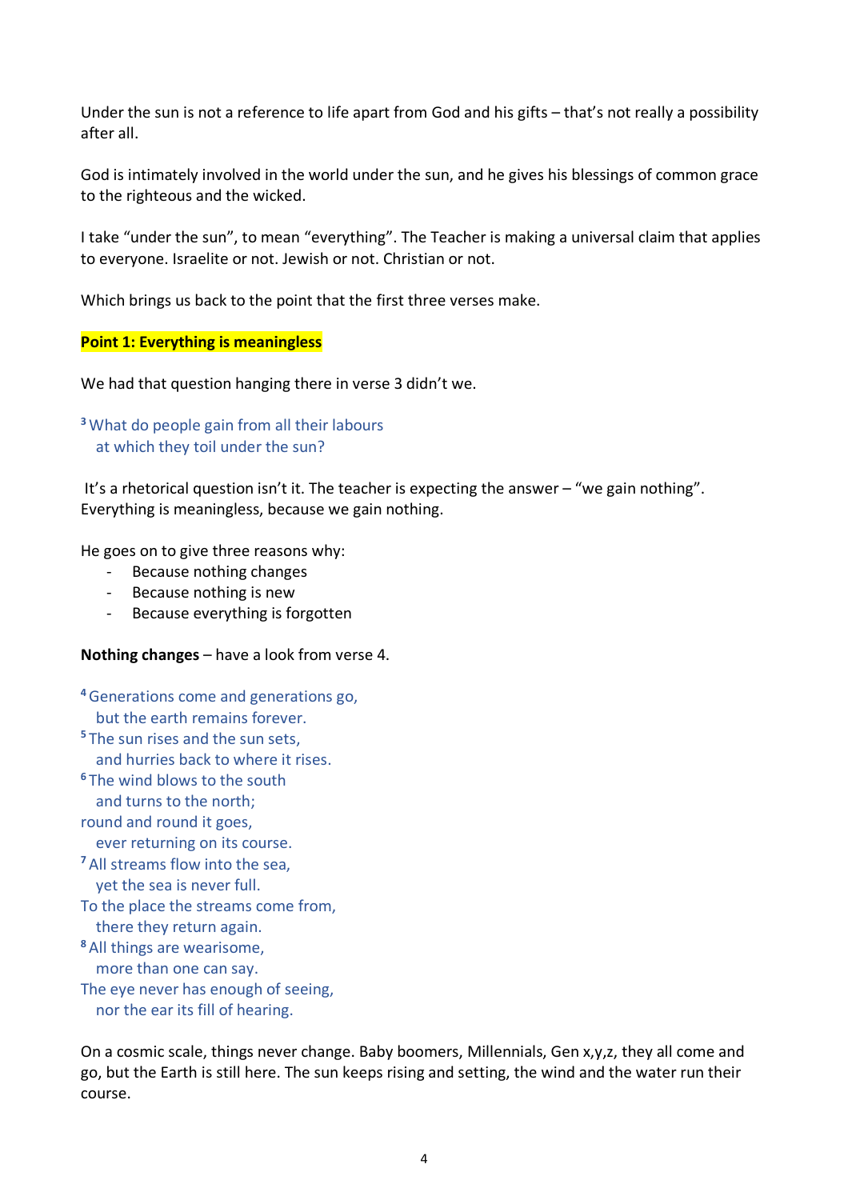Under the sun is not a reference to life apart from God and his gifts – that's not really a possibility after all.

God is intimately involved in the world under the sun, and he gives his blessings of common grace to the righteous and the wicked.

I take "under the sun", to mean "everything". The Teacher is making a universal claim that applies to everyone. Israelite or not. Jewish or not. Christian or not.

Which brings us back to the point that the first three verses make.

**Point 1: Everything is meaningless**

We had that question hanging there in verse 3 didn't we.

> [3] What do people gain from all their labours
> at which they toil under the sun?

It's a rhetorical question isn't it. The teacher is expecting the answer – "we gain nothing". Everything is meaningless, because we gain nothing.

He goes on to give three reasons why:

- Because nothing changes
- Because nothing is new
- Because everything is forgotten

**Nothing changes** – have a look from verse 4.

> [4] Generations come and generations go,
> but the earth remains forever.
> [5] The sun rises and the sun sets,
> and hurries back to where it rises.
> [6] The wind blows to the south
> and turns to the north;
> round and round it goes,
> ever returning on its course.
> [7] All streams flow into the sea,
> yet the sea is never full.
> To the place the streams come from,
> there they return again.
> [8] All things are wearisome,
> more than one can say.
> The eye never has enough of seeing,
> nor the ear its fill of hearing.

On a cosmic scale, things never change. Baby boomers, Millennials, Gen x,y,z, they all come and go, but the Earth is still here. The sun keeps rising and setting, the wind and the water run their course.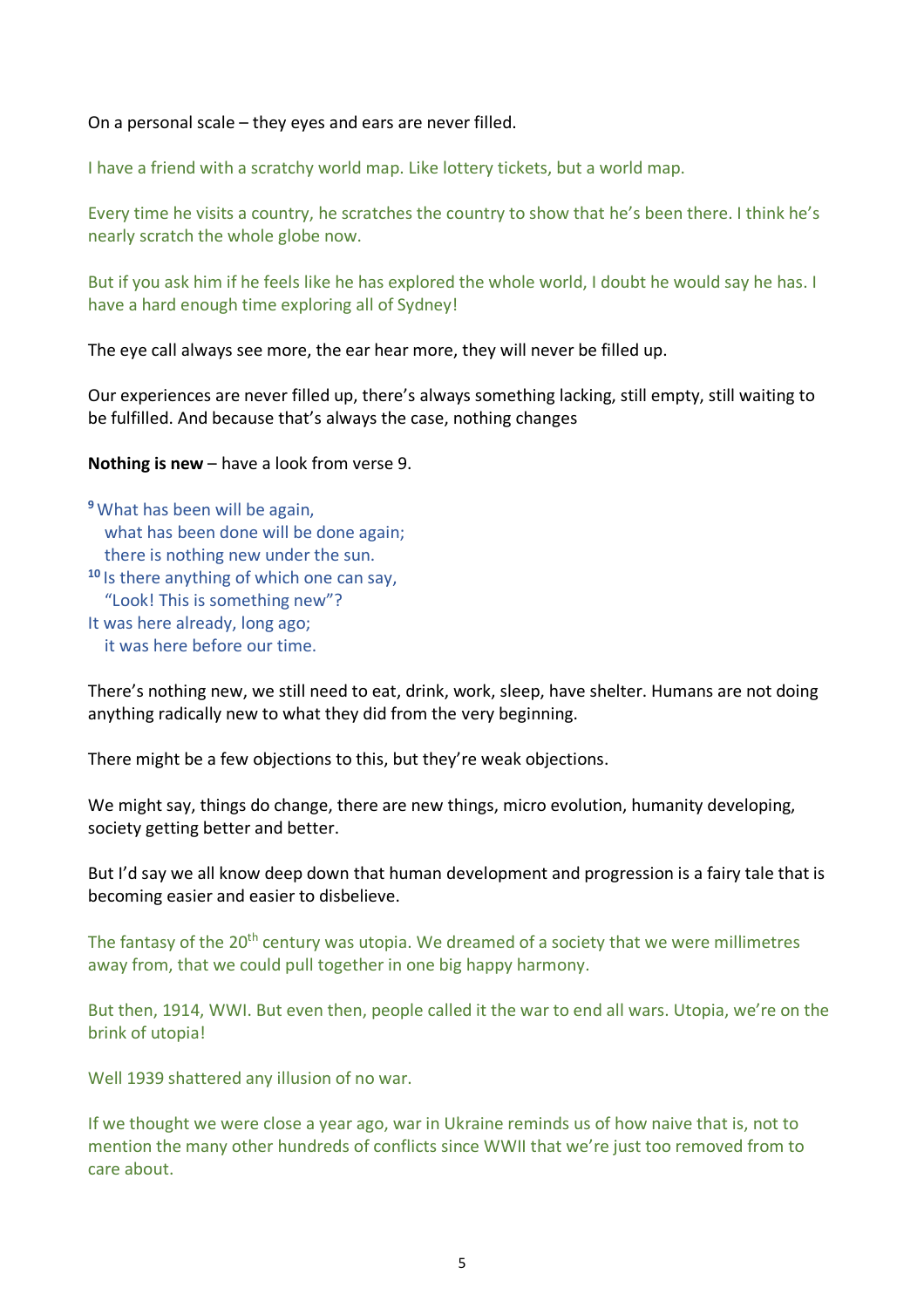On a personal scale – they eyes and ears are never filled.

I have a friend with a scratchy world map. Like lottery tickets, but a world map.

Every time he visits a country, he scratches the country to show that he's been there. I think he's nearly scratch the whole globe now.

But if you ask him if he feels like he has explored the whole world, I doubt he would say he has. I have a hard enough time exploring all of Sydney!

The eye call always see more, the ear hear more, they will never be filled up.

Our experiences are never filled up, there's always something lacking, still empty, still waiting to be fulfilled. And because that's always the case, nothing changes

**Nothing is new** – have a look from verse 9.

[9] What has been will be again,
what has been done will be done again;
there is nothing new under the sun.
[10] Is there anything of which one can say,
"Look! This is something new"?
It was here already, long ago;
it was here before our time.

There's nothing new, we still need to eat, drink, work, sleep, have shelter. Humans are not doing anything radically new to what they did from the very beginning.

There might be a few objections to this, but they're weak objections.

We might say, things do change, there are new things, micro evolution, humanity developing, society getting better and better.

But I'd say we all know deep down that human development and progression is a fairy tale that is becoming easier and easier to disbelieve.

The fantasy of the 20th century was utopia. We dreamed of a society that we were millimetres away from, that we could pull together in one big happy harmony.

But then, 1914, WWI. But even then, people called it the war to end all wars. Utopia, we're on the brink of utopia!

Well 1939 shattered any illusion of no war.

If we thought we were close a year ago, war in Ukraine reminds us of how naive that is, not to mention the many other hundreds of conflicts since WWII that we're just too removed from to care about.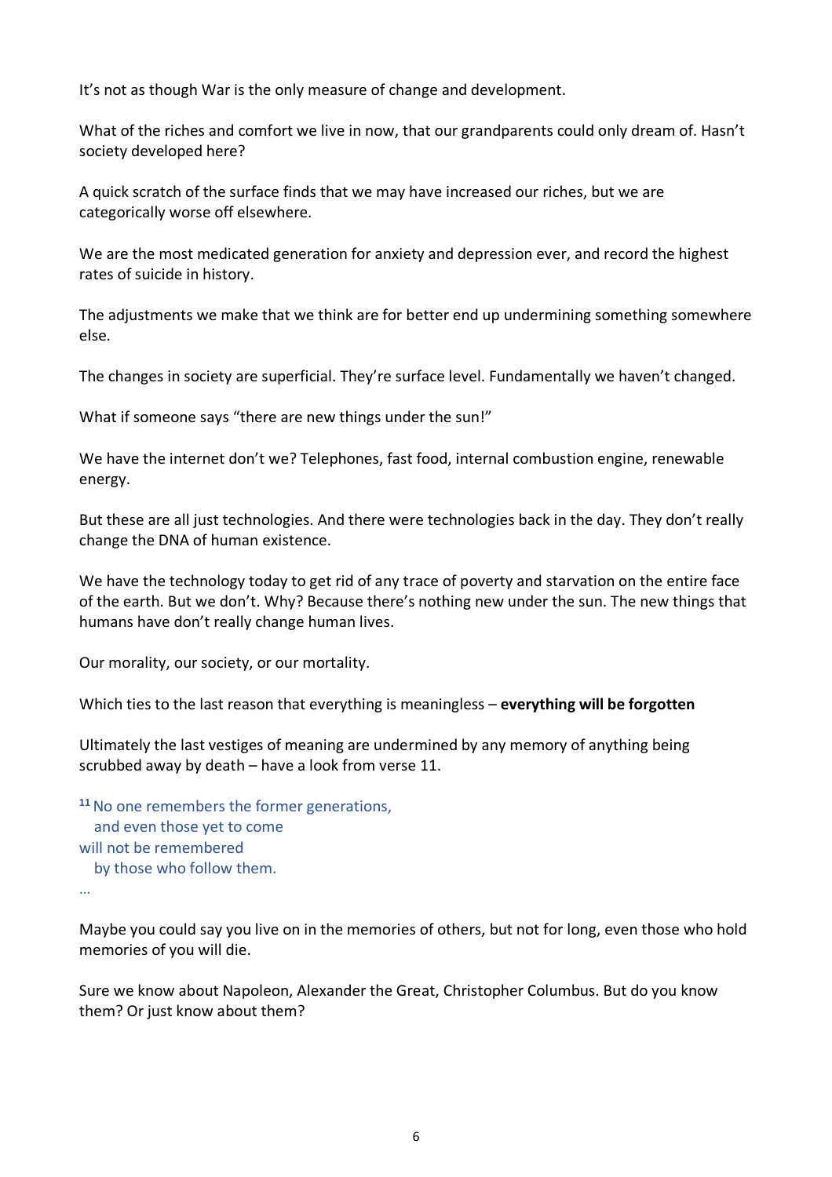It's not as though War is the only measure of change and development.

What of the riches and comfort we live in now, that our grandparents could only dream of. Hasn't society developed here?

A quick scratch of the surface finds that we may have increased our riches, but we are categorically worse off elsewhere.

We are the most medicated generation for anxiety and depression ever, and record the highest rates of suicide in history.

The adjustments we make that we think are for better end up undermining something somewhere else.

The changes in society are superficial. They're surface level. Fundamentally we haven't changed.

What if someone says "there are new things under the sun!"

We have the internet don't we? Telephones, fast food, internal combustion engine, renewable energy.

But these are all just technologies. And there were technologies back in the day. They don't really change the DNA of human existence.

We have the technology today to get rid of any trace of poverty and starvation on the entire face of the earth. But we don't. Why? Because there's nothing new under the sun. The new things that humans have don't really change human lives.

Our morality, our society, or our mortality.

Which ties to the last reason that everything is meaningless – **everything will be forgotten**

Ultimately the last vestiges of meaning are undermined by any memory of anything being scrubbed away by death – have a look from verse 11.

[11] No one remembers the former generations,
and even those yet to come
will not be remembered
by those who follow them.

…

Maybe you could say you live on in the memories of others, but not for long, even those who hold memories of you will die.

Sure we know about Napoleon, Alexander the Great, Christopher Columbus. But do you know them? Or just know about them?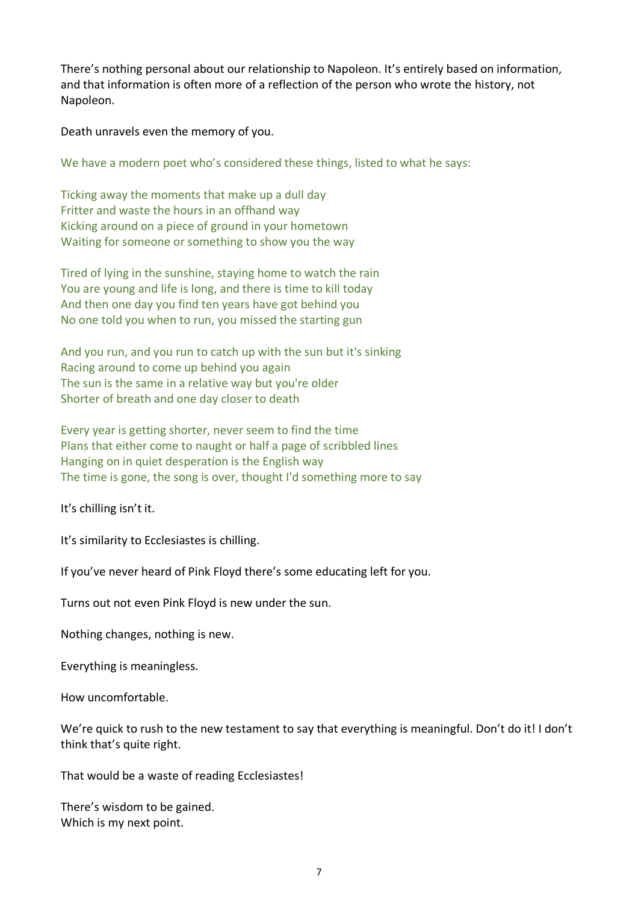There's nothing personal about our relationship to Napoleon. It's entirely based on information, and that information is often more of a reflection of the person who wrote the history, not Napoleon.

Death unravels even the memory of you.

We have a modern poet who's considered these things, listed to what he says:

Ticking away the moments that make up a dull day
Fritter and waste the hours in an offhand way
Kicking around on a piece of ground in your hometown
Waiting for someone or something to show you the way

Tired of lying in the sunshine, staying home to watch the rain
You are young and life is long, and there is time to kill today
And then one day you find ten years have got behind you
No one told you when to run, you missed the starting gun

And you run, and you run to catch up with the sun but it's sinking
Racing around to come up behind you again
The sun is the same in a relative way but you're older
Shorter of breath and one day closer to death

Every year is getting shorter, never seem to find the time
Plans that either come to naught or half a page of scribbled lines
Hanging on in quiet desperation is the English way
The time is gone, the song is over, thought I'd something more to say

It's chilling isn't it.

It's similarity to Ecclesiastes is chilling.

If you've never heard of Pink Floyd there's some educating left for you.

Turns out not even Pink Floyd is new under the sun.

Nothing changes, nothing is new.

Everything is meaningless.

How uncomfortable.

We're quick to rush to the new testament to say that everything is meaningful. Don't do it! I don't think that's quite right.

That would be a waste of reading Ecclesiastes!

There's wisdom to be gained.
Which is my next point.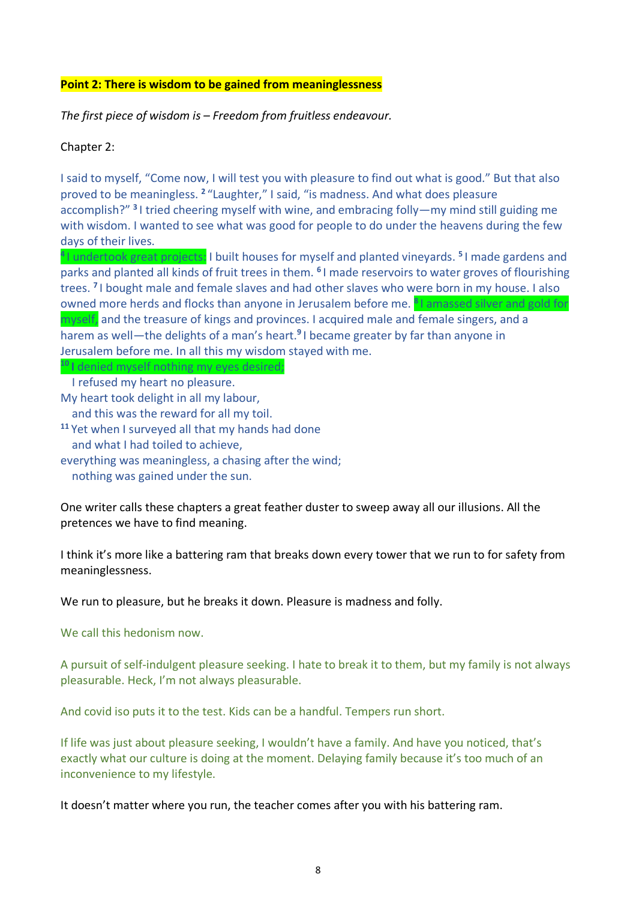**Point 2: There is wisdom to be gained from meaninglessness**

*The first piece of wisdom is – Freedom from fruitless endeavour.*

Chapter 2:

I said to myself, "Come now, I will test you with pleasure to find out what is good." But that also proved to be meaningless. [2] "Laughter," I said, "is madness. And what does pleasure accomplish?" [3] I tried cheering myself with wine, and embracing folly—my mind still guiding me with wisdom. I wanted to see what was good for people to do under the heavens during the few days of their lives.
[4] I undertook great projects: I built houses for myself and planted vineyards. [5] I made gardens and parks and planted all kinds of fruit trees in them. [6] I made reservoirs to water groves of flourishing trees. [7] I bought male and female slaves and had other slaves who were born in my house. I also owned more herds and flocks than anyone in Jerusalem before me. [8] I amassed silver and gold for myself, and the treasure of kings and provinces. I acquired male and female singers, and a harem as well—the delights of a man's heart.[9] I became greater by far than anyone in Jerusalem before me. In all this my wisdom stayed with me.
[10] I denied myself nothing my eyes desired;
I refused my heart no pleasure.
My heart took delight in all my labour,
and this was the reward for all my toil.
[11] Yet when I surveyed all that my hands had done
and what I had toiled to achieve,
everything was meaningless, a chasing after the wind;
nothing was gained under the sun.

One writer calls these chapters a great feather duster to sweep away all our illusions. All the pretences we have to find meaning.

I think it's more like a battering ram that breaks down every tower that we run to for safety from meaninglessness.

We run to pleasure, but he breaks it down. Pleasure is madness and folly.

We call this hedonism now.

A pursuit of self-indulgent pleasure seeking. I hate to break it to them, but my family is not always pleasurable. Heck, I'm not always pleasurable.

And covid iso puts it to the test. Kids can be a handful. Tempers run short.

If life was just about pleasure seeking, I wouldn't have a family. And have you noticed, that's exactly what our culture is doing at the moment. Delaying family because it's too much of an inconvenience to my lifestyle.

It doesn't matter where you run, the teacher comes after you with his battering ram.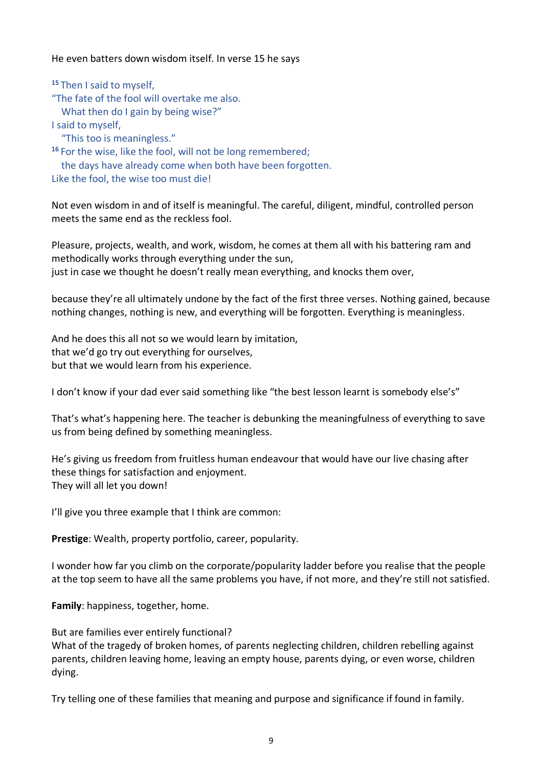He even batters down wisdom itself. In verse 15 he says

[15] Then I said to myself,
"The fate of the fool will overtake me also.
   What then do I gain by being wise?"
I said to myself,
   "This too is meaningless."
[16] For the wise, like the fool, will not be long remembered;
   the days have already come when both have been forgotten.
Like the fool, the wise too must die!

Not even wisdom in and of itself is meaningful. The careful, diligent, mindful, controlled person meets the same end as the reckless fool.

Pleasure, projects, wealth, and work, wisdom, he comes at them all with his battering ram and methodically works through everything under the sun,
just in case we thought he doesn't really mean everything, and knocks them over,

because they're all ultimately undone by the fact of the first three verses. Nothing gained, because nothing changes, nothing is new, and everything will be forgotten. Everything is meaningless.

And he does this all not so we would learn by imitation,
that we'd go try out everything for ourselves,
but that we would learn from his experience.

I don't know if your dad ever said something like "the best lesson learnt is somebody else's"

That's what's happening here. The teacher is debunking the meaningfulness of everything to save us from being defined by something meaningless.

He's giving us freedom from fruitless human endeavour that would have our live chasing after these things for satisfaction and enjoyment.
They will all let you down!

I'll give you three example that I think are common:

**Prestige**: Wealth, property portfolio, career, popularity.

I wonder how far you climb on the corporate/popularity ladder before you realise that the people at the top seem to have all the same problems you have, if not more, and they're still not satisfied.

**Family**: happiness, together, home.

But are families ever entirely functional?
What of the tragedy of broken homes, of parents neglecting children, children rebelling against parents, children leaving home, leaving an empty house, parents dying, or even worse, children dying.

Try telling one of these families that meaning and purpose and significance if found in family.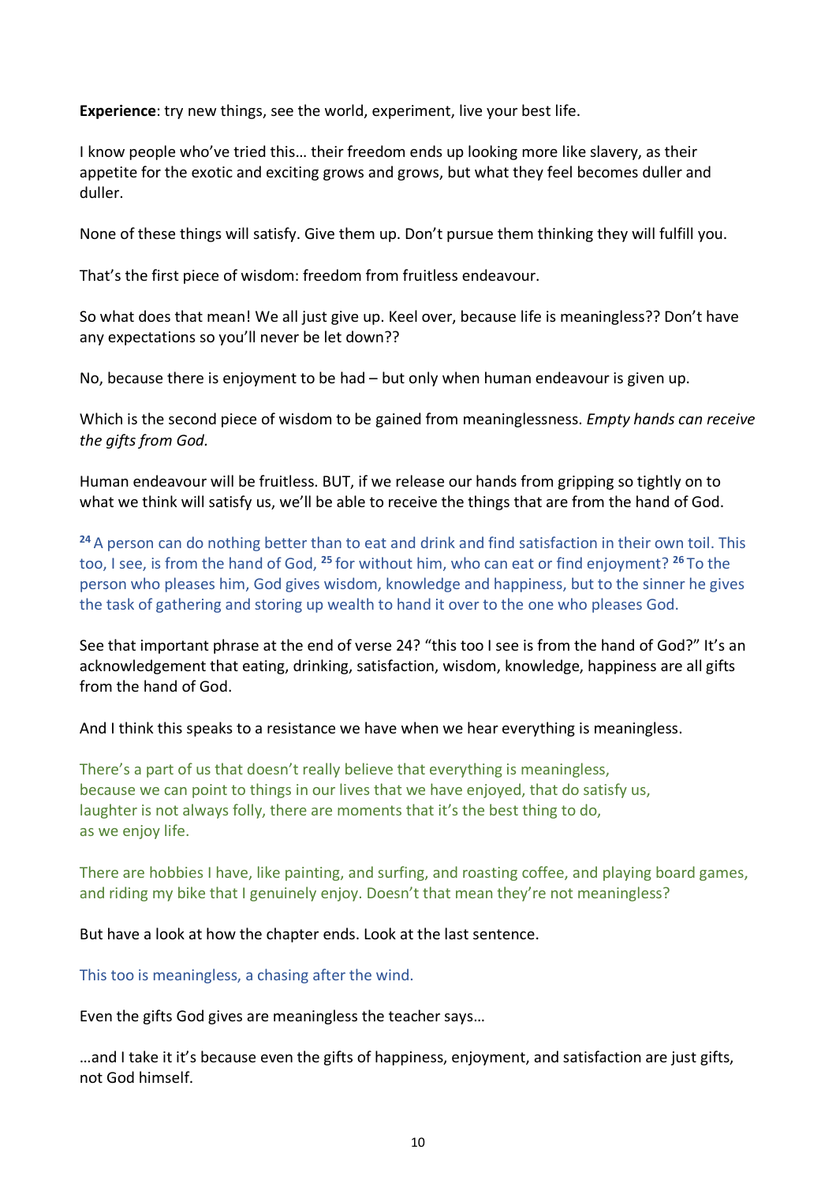**Experience**: try new things, see the world, experiment, live your best life.

I know people who've tried this… their freedom ends up looking more like slavery, as their appetite for the exotic and exciting grows and grows, but what they feel becomes duller and duller.

None of these things will satisfy. Give them up. Don't pursue them thinking they will fulfill you.

That's the first piece of wisdom: freedom from fruitless endeavour.

So what does that mean! We all just give up. Keel over, because life is meaningless?? Don't have any expectations so you'll never be let down??

No, because there is enjoyment to be had – but only when human endeavour is given up.

Which is the second piece of wisdom to be gained from meaninglessness. *Empty hands can receive the gifts from God.*

Human endeavour will be fruitless. BUT, if we release our hands from gripping so tightly on to what we think will satisfy us, we'll be able to receive the things that are from the hand of God.

**24** A person can do nothing better than to eat and drink and find satisfaction in their own toil. This too, I see, is from the hand of God, **25** for without him, who can eat or find enjoyment? **26** To the person who pleases him, God gives wisdom, knowledge and happiness, but to the sinner he gives the task of gathering and storing up wealth to hand it over to the one who pleases God.

See that important phrase at the end of verse 24? "this too I see is from the hand of God?" It's an acknowledgement that eating, drinking, satisfaction, wisdom, knowledge, happiness are all gifts from the hand of God.

And I think this speaks to a resistance we have when we hear everything is meaningless.

There's a part of us that doesn't really believe that everything is meaningless,
because we can point to things in our lives that we have enjoyed, that do satisfy us,
laughter is not always folly, there are moments that it's the best thing to do,
as we enjoy life.

There are hobbies I have, like painting, and surfing, and roasting coffee, and playing board games, and riding my bike that I genuinely enjoy. Doesn't that mean they're not meaningless?

But have a look at how the chapter ends. Look at the last sentence.

This too is meaningless, a chasing after the wind.

Even the gifts God gives are meaningless the teacher says…

…and I take it it's because even the gifts of happiness, enjoyment, and satisfaction are just gifts, not God himself.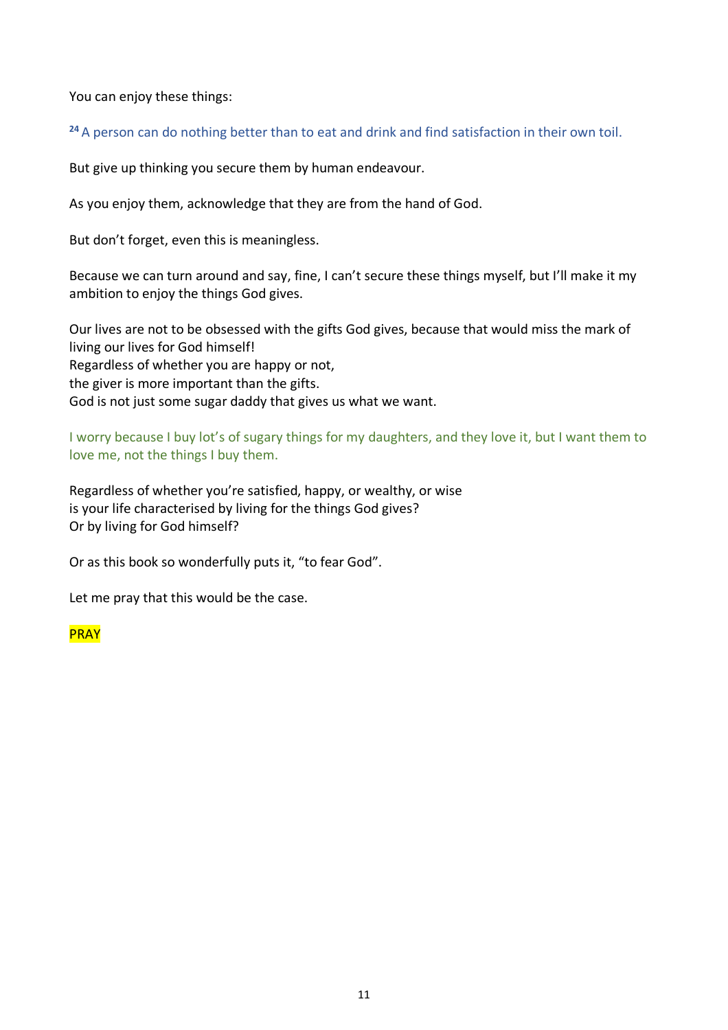You can enjoy these things:

[24] A person can do nothing better than to eat and drink and find satisfaction in their own toil.

But give up thinking you secure them by human endeavour.

As you enjoy them, acknowledge that they are from the hand of God.

But don't forget, even this is meaningless.

Because we can turn around and say, fine, I can't secure these things myself, but I'll make it my ambition to enjoy the things God gives.

Our lives are not to be obsessed with the gifts God gives, because that would miss the mark of living our lives for God himself!  
Regardless of whether you are happy or not,  
the giver is more important than the gifts.  
God is not just some sugar daddy that gives us what we want.

I worry because I buy lot's of sugary things for my daughters, and they love it, but I want them to love me, not the things I buy them.

Regardless of whether you're satisfied, happy, or wealthy, or wise  
is your life characterised by living for the things God gives?  
Or by living for God himself?

Or as this book so wonderfully puts it, "to fear God".

Let me pray that this would be the case.

PRAY